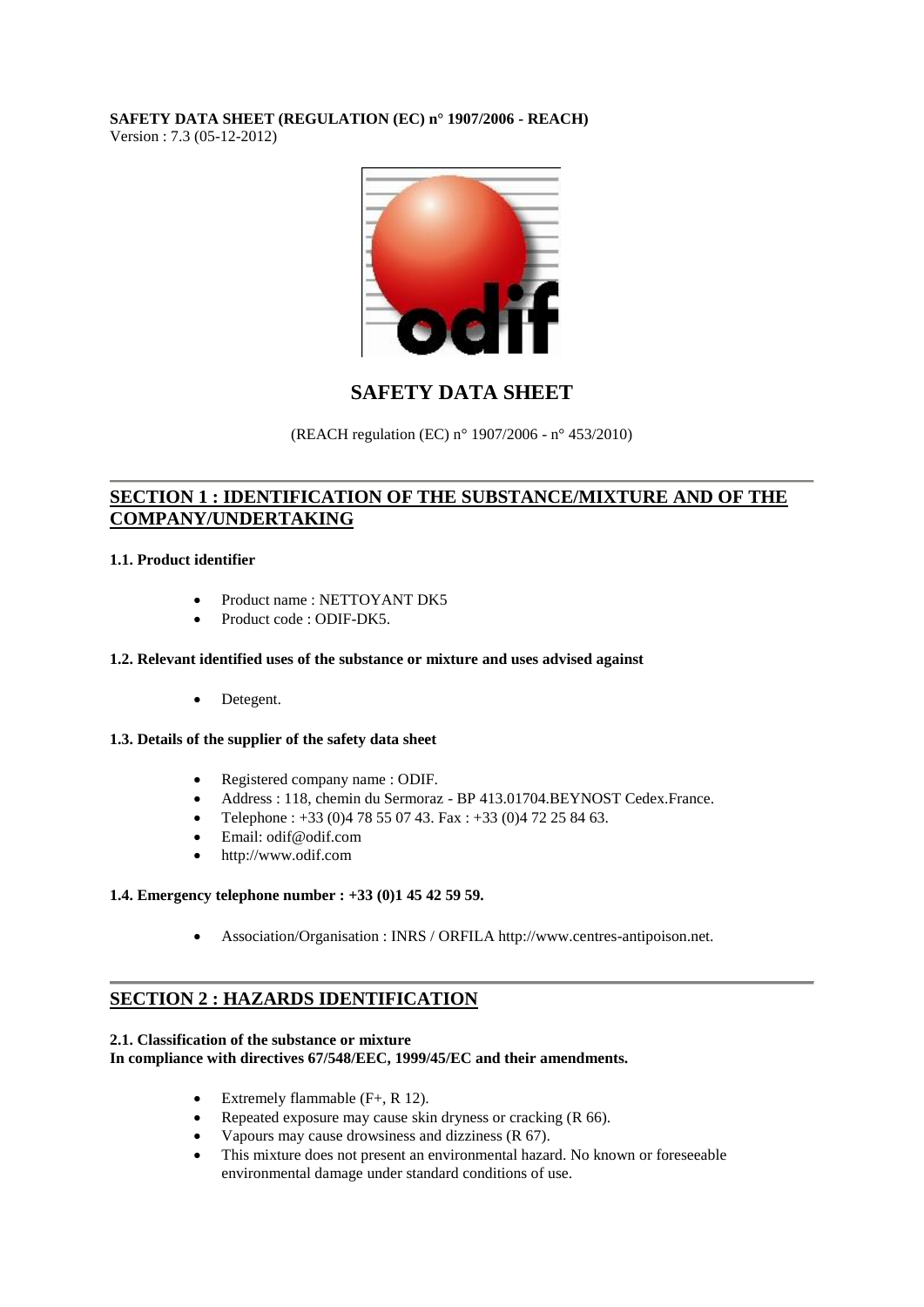**SAFETY DATA SHEET (REGULATION (EC) n° 1907/2006 - REACH)**
Version : 7.3 (05-12-2012)

# SAFETY DATA SHEET

(REACH regulation (EC) n° 1907/2006 - n° 453/2010)

## SECTION 1 : IDENTIFICATION OF THE SUBSTANCE/MIXTURE AND OF THE COMPANY/UNDERTAKING

### 1.1. Product identifier

- Product name : NETTOYANT DK5
- Product code : ODIF-DK5.

### 1.2. Relevant identified uses of the substance or mixture and uses advised against

- Detegent.

### 1.3. Details of the supplier of the safety data sheet

- Registered company name : ODIF.
- Address : 118, chemin du Sermoraz - BP 413.01704.BEYNOST Cedex.France.
- Telephone : +33 (0)4 78 55 07 43. Fax : +33 (0)4 72 25 84 63.
- Email: odif@odif.com
- http://www.odif.com

### 1.4. Emergency telephone number : +33 (0)1 45 42 59 59.

- Association/Organisation : INRS / ORFILA http://www.centres-antipoison.net.

## SECTION 2 : HAZARDS IDENTIFICATION

### 2.1. Classification of the substance or mixture
**In compliance with directives 67/548/EEC, 1999/45/EC and their amendments.**

- Extremely flammable (F+, R 12).
- Repeated exposure may cause skin dryness or cracking (R 66).
- Vapours may cause drowsiness and dizziness (R 67).
- This mixture does not present an environmental hazard. No known or foreseeable environmental damage under standard conditions of use.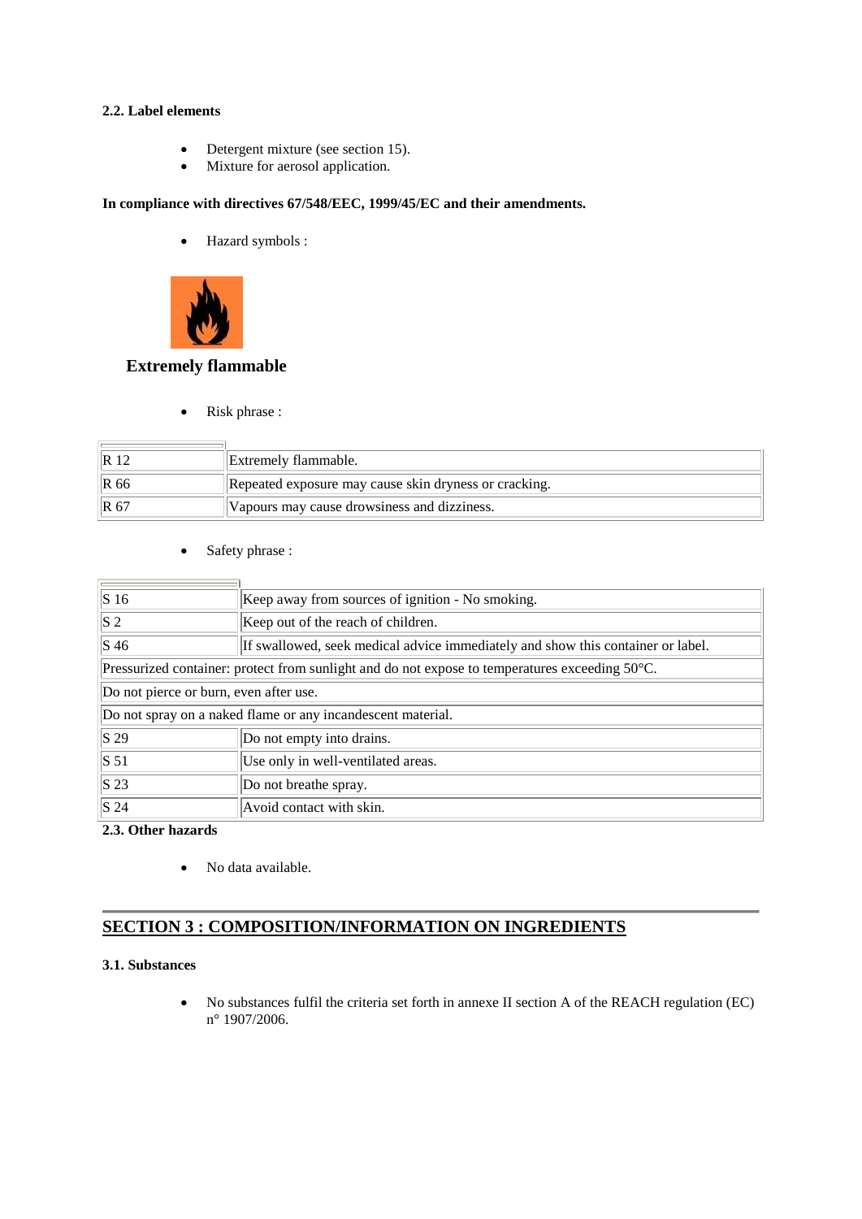### 2.2. Label elements

- Detergent mixture (see section 15).
- Mixture for aerosol application.

**In compliance with directives 67/548/EEC, 1999/45/EC and their amendments.**

- Hazard symbols :

**Extremely flammable**

- Risk phrase :

| | |
|---|---|
| R 12 | Extremely flammable. |
| R 66 | Repeated exposure may cause skin dryness or cracking. |
| R 67 | Vapours may cause drowsiness and dizziness. |

- Safety phrase :

| | |
|---|---|
| S 16 | Keep away from sources of ignition - No smoking. |
| S 2 | Keep out of the reach of children. |
| S 46 | If swallowed, seek medical advice immediately and show this container or label. |
| Pressurized container: protect from sunlight and do not expose to temperatures exceeding 50°C. | |
| Do not pierce or burn, even after use. | |
| Do not spray on a naked flame or any incandescent material. | |
| S 29 | Do not empty into drains. |
| S 51 | Use only in well-ventilated areas. |
| S 23 | Do not breathe spray. |
| S 24 | Avoid contact with skin. |

### 2.3. Other hazards

- No data available.

## SECTION 3 : COMPOSITION/INFORMATION ON INGREDIENTS

### 3.1. Substances

- No substances fulfil the criteria set forth in annexe II section A of the REACH regulation (EC) n° 1907/2006.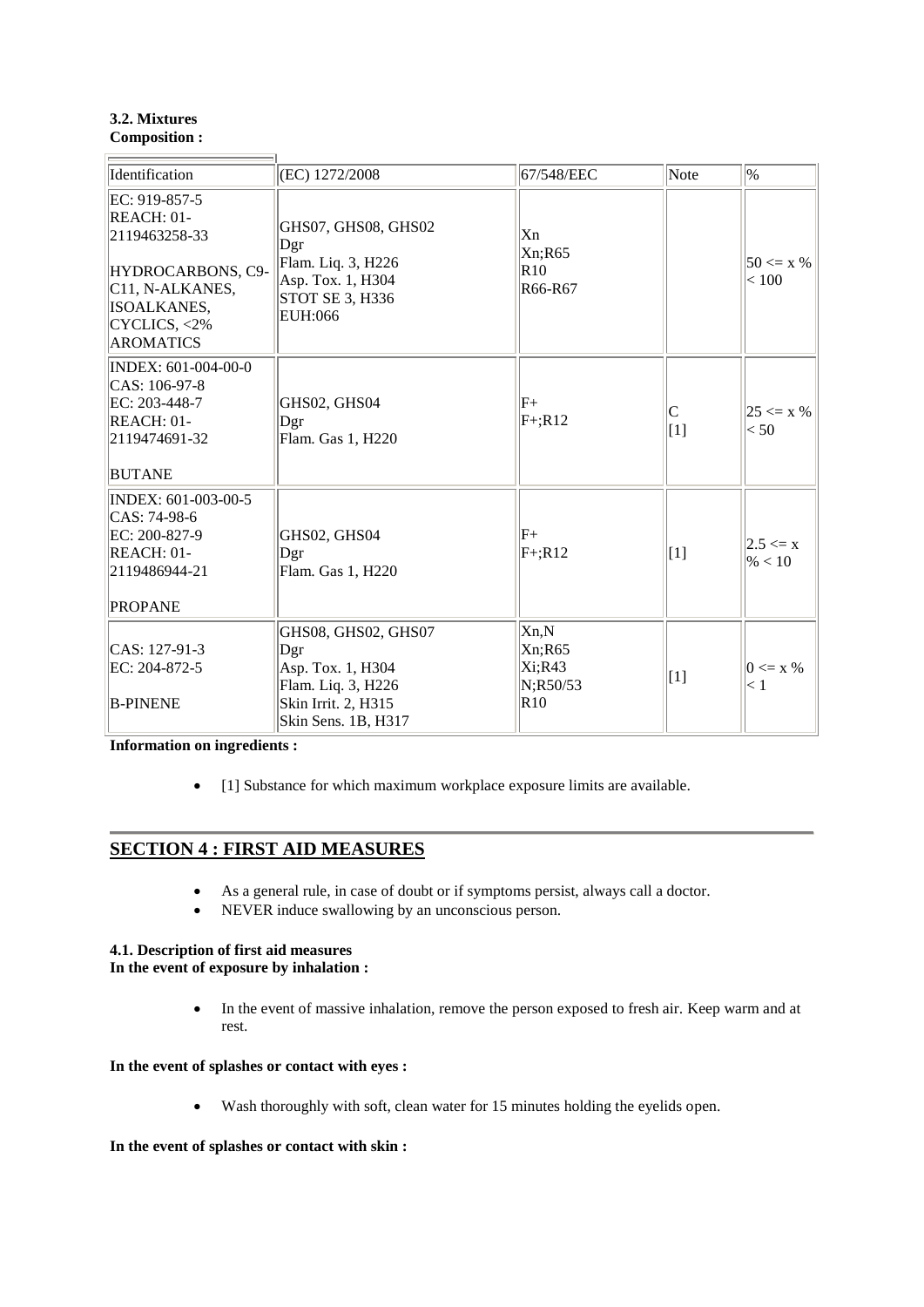**3.2. Mixtures**
**Composition :**

| Identification | (EC) 1272/2008 | 67/548/EEC | Note | % |
|---|---|---|---|---|
| EC: 919-857-5<br>REACH: 01-2119463258-33<br><br>HYDROCARBONS, C9-C11, N-ALKANES, ISOALKANES, CYCLICS, <2% AROMATICS | GHS07, GHS08, GHS02<br>Dgr<br>Flam. Liq. 3, H226<br>Asp. Tox. 1, H304<br>STOT SE 3, H336<br>EUH:066 | Xn<br>Xn;R65<br>R10<br>R66-R67 | | 50 <= x % < 100 |
| INDEX: 601-004-00-0<br>CAS: 106-97-8<br>EC: 203-448-7<br>REACH: 01-2119474691-32<br><br>BUTANE | GHS02, GHS04<br>Dgr<br>Flam. Gas 1, H220 | F+<br>F+;R12 | C<br>[1] | 25 <= x % < 50 |
| INDEX: 601-003-00-5<br>CAS: 74-98-6<br>EC: 200-827-9<br>REACH: 01-2119486944-21<br><br>PROPANE | GHS02, GHS04<br>Dgr<br>Flam. Gas 1, H220 | F+<br>F+;R12 | [1] | 2.5 <= x % < 10 |
| CAS: 127-91-3<br>EC: 204-872-5<br><br>B-PINENE | GHS08, GHS02, GHS07<br>Dgr<br>Asp. Tox. 1, H304<br>Flam. Liq. 3, H226<br>Skin Irrit. 2, H315<br>Skin Sens. 1B, H317 | Xn,N<br>Xn;R65<br>Xi;R43<br>N;R50/53<br>R10 | [1] | 0 <= x % < 1 |

**Information on ingredients :**

- [1] Substance for which maximum workplace exposure limits are available.

## SECTION 4 : FIRST AID MEASURES

- As a general rule, in case of doubt or if symptoms persist, always call a doctor.
- NEVER induce swallowing by an unconscious person.

**4.1. Description of first aid measures**
**In the event of exposure by inhalation :**

- In the event of massive inhalation, remove the person exposed to fresh air. Keep warm and at rest.

**In the event of splashes or contact with eyes :**

- Wash thoroughly with soft, clean water for 15 minutes holding the eyelids open.

**In the event of splashes or contact with skin :**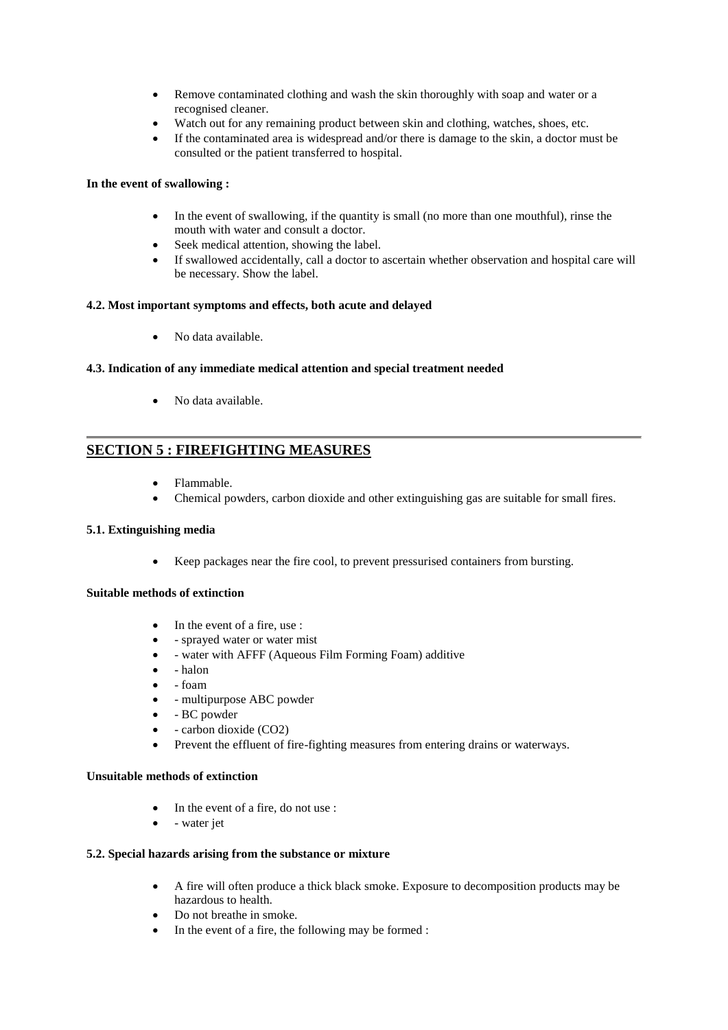- Remove contaminated clothing and wash the skin thoroughly with soap and water or a recognised cleaner.
- Watch out for any remaining product between skin and clothing, watches, shoes, etc.
- If the contaminated area is widespread and/or there is damage to the skin, a doctor must be consulted or the patient transferred to hospital.

**In the event of swallowing :**

- In the event of swallowing, if the quantity is small (no more than one mouthful), rinse the mouth with water and consult a doctor.
- Seek medical attention, showing the label.
- If swallowed accidentally, call a doctor to ascertain whether observation and hospital care will be necessary. Show the label.

**4.2. Most important symptoms and effects, both acute and delayed**

- No data available.

**4.3. Indication of any immediate medical attention and special treatment needed**

- No data available.

## SECTION 5 : FIREFIGHTING MEASURES

- Flammable.
- Chemical powders, carbon dioxide and other extinguishing gas are suitable for small fires.

**5.1. Extinguishing media**

- Keep packages near the fire cool, to prevent pressurised containers from bursting.

**Suitable methods of extinction**

- In the event of a fire, use :
- - sprayed water or water mist
- - water with AFFF (Aqueous Film Forming Foam) additive
- - halon
- - foam
- - multipurpose ABC powder
- - BC powder
- - carbon dioxide ($CO_2$)
- Prevent the effluent of fire-fighting measures from entering drains or waterways.

**Unsuitable methods of extinction**

- In the event of a fire, do not use :
- - water jet

**5.2. Special hazards arising from the substance or mixture**

- A fire will often produce a thick black smoke. Exposure to decomposition products may be hazardous to health.
- Do not breathe in smoke.
- In the event of a fire, the following may be formed :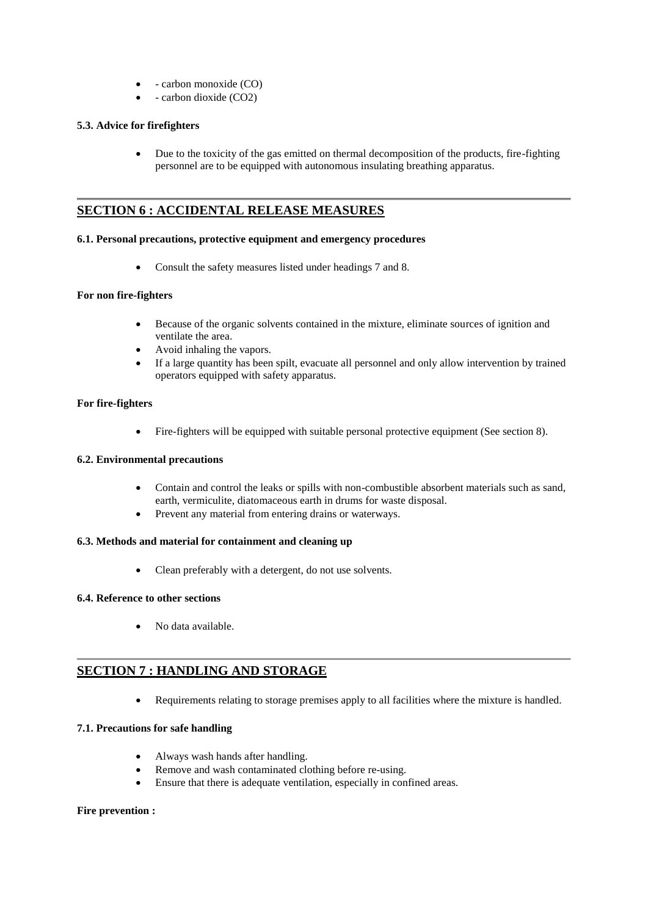- - carbon monoxide (CO)
- - carbon dioxide ($CO_2$)

#### 5.3. Advice for firefighters

- Due to the toxicity of the gas emitted on thermal decomposition of the products, fire-fighting personnel are to be equipped with autonomous insulating breathing apparatus.

## SECTION 6 : ACCIDENTAL RELEASE MEASURES

#### 6.1. Personal precautions, protective equipment and emergency procedures

- Consult the safety measures listed under headings 7 and 8.

**For non fire-fighters**

- Because of the organic solvents contained in the mixture, eliminate sources of ignition and ventilate the area.
- Avoid inhaling the vapors.
- If a large quantity has been spilt, evacuate all personnel and only allow intervention by trained operators equipped with safety apparatus.

**For fire-fighters**

- Fire-fighters will be equipped with suitable personal protective equipment (See section 8).

#### 6.2. Environmental precautions

- Contain and control the leaks or spills with non-combustible absorbent materials such as sand, earth, vermiculite, diatomaceous earth in drums for waste disposal.
- Prevent any material from entering drains or waterways.

#### 6.3. Methods and material for containment and cleaning up

- Clean preferably with a detergent, do not use solvents.

#### 6.4. Reference to other sections

- No data available.

## SECTION 7 : HANDLING AND STORAGE

- Requirements relating to storage premises apply to all facilities where the mixture is handled.

#### 7.1. Precautions for safe handling

- Always wash hands after handling.
- Remove and wash contaminated clothing before re-using.
- Ensure that there is adequate ventilation, especially in confined areas.

**Fire prevention :**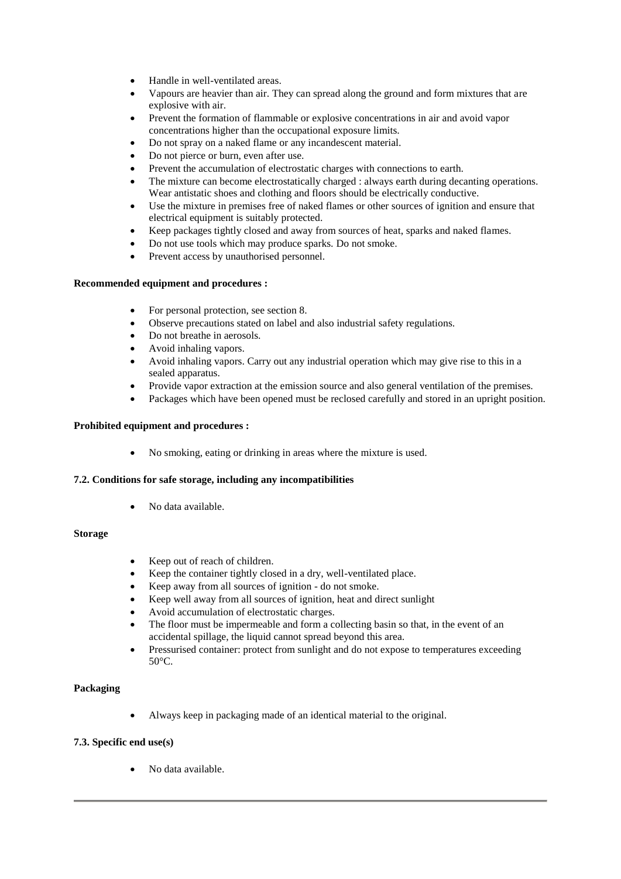- Handle in well-ventilated areas.
- Vapours are heavier than air. They can spread along the ground and form mixtures that are explosive with air.
- Prevent the formation of flammable or explosive concentrations in air and avoid vapor concentrations higher than the occupational exposure limits.
- Do not spray on a naked flame or any incandescent material.
- Do not pierce or burn, even after use.
- Prevent the accumulation of electrostatic charges with connections to earth.
- The mixture can become electrostatically charged : always earth during decanting operations. Wear antistatic shoes and clothing and floors should be electrically conductive.
- Use the mixture in premises free of naked flames or other sources of ignition and ensure that electrical equipment is suitably protected.
- Keep packages tightly closed and away from sources of heat, sparks and naked flames.
- Do not use tools which may produce sparks. Do not smoke.
- Prevent access by unauthorised personnel.

**Recommended equipment and procedures :**

- For personal protection, see section 8.
- Observe precautions stated on label and also industrial safety regulations.
- Do not breathe in aerosols.
- Avoid inhaling vapors.
- Avoid inhaling vapors. Carry out any industrial operation which may give rise to this in a sealed apparatus.
- Provide vapor extraction at the emission source and also general ventilation of the premises.
- Packages which have been opened must be reclosed carefully and stored in an upright position.

**Prohibited equipment and procedures :**

- No smoking, eating or drinking in areas where the mixture is used.

**7.2. Conditions for safe storage, including any incompatibilities**

- No data available.

**Storage**

- Keep out of reach of children.
- Keep the container tightly closed in a dry, well-ventilated place.
- Keep away from all sources of ignition - do not smoke.
- Keep well away from all sources of ignition, heat and direct sunlight
- Avoid accumulation of electrostatic charges.
- The floor must be impermeable and form a collecting basin so that, in the event of an accidental spillage, the liquid cannot spread beyond this area.
- Pressurised container: protect from sunlight and do not expose to temperatures exceeding 50°C.

**Packaging**

- Always keep in packaging made of an identical material to the original.

**7.3. Specific end use(s)**

- No data available.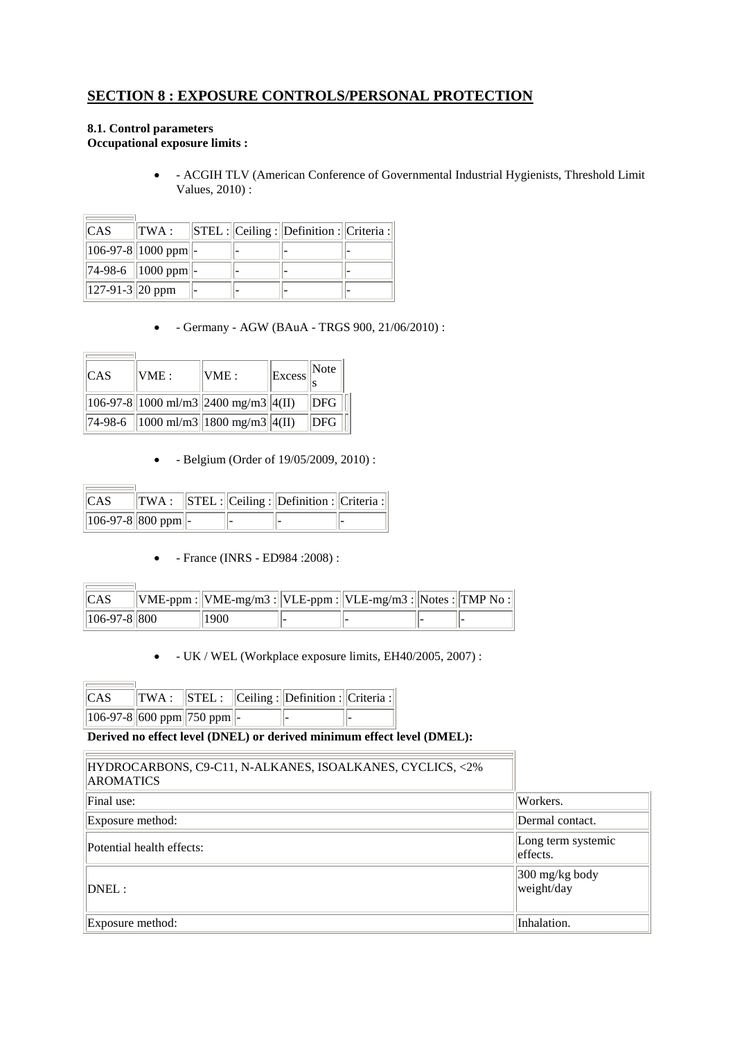## SECTION 8 : EXPOSURE CONTROLS/PERSONAL PROTECTION

**8.1. Control parameters**
**Occupational exposure limits :**

- - ACGIH TLV (American Conference of Governmental Industrial Hygienists, Threshold Limit Values, 2010) :

| CAS | TWA : | STEL : | Ceiling : | Definition : | Criteria : |
|---|---|---|---|---|---|
| 106-97-8 | 1000 ppm | - | - | - | - |
| 74-98-6 | 1000 ppm | - | - | - | - |
| 127-91-3 | 20 ppm | - | - | - | - |

- - Germany - AGW (BAuA - TRGS 900, 21/06/2010) :

| CAS | VME : | VME : | Excess | Notes |
|---|---|---|---|---|
| 106-97-8 | 1000 ml/m3 | 2400 mg/m3 | 4(II) | DFG |
| 74-98-6 | 1000 ml/m3 | 1800 mg/m3 | 4(II) | DFG |

- - Belgium (Order of 19/05/2009, 2010) :

| CAS | TWA : | STEL : | Ceiling : | Definition : | Criteria : |
|---|---|---|---|---|---|
| 106-97-8 | 800 ppm | - | - | - | - |

- - France (INRS - ED984 :2008) :

| CAS | VME-ppm : | VME-mg/m3 : | VLE-ppm : | VLE-mg/m3 : | Notes : | TMP No : |
|---|---|---|---|---|---|---|
| 106-97-8 | 800 | 1900 | - | - | - | - |

- - UK / WEL (Workplace exposure limits, EH40/2005, 2007) :

| CAS | TWA : | STEL : | Ceiling : | Definition : | Criteria : |
|---|---|---|---|---|---|
| 106-97-8 | 600 ppm | 750 ppm | - | - | - |

**Derived no effect level (DNEL) or derived minimum effect level (DMEL):**

| HYDROCARBONS, C9-C11, N-ALKANES, ISOALKANES, CYCLICS, <2% AROMATICS | |
|---|---|
| Final use: | Workers. |
| Exposure method: | Dermal contact. |
| Potential health effects: | Long term systemic effects. |
| DNEL : | 300 mg/kg body weight/day |
| Exposure method: | Inhalation. |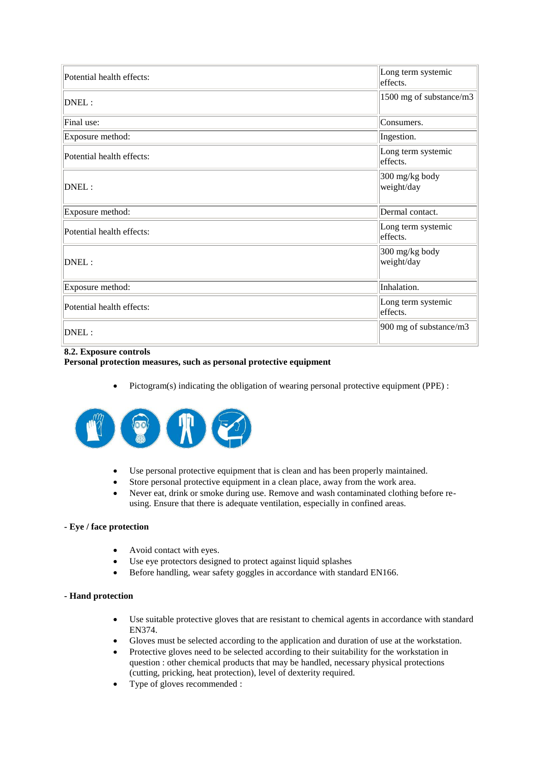| | |
|---|---|
| Potential health effects: | Long term systemic effects. |
| DNEL : | 1500 mg of substance/m3 |
| Final use: | Consumers. |
| Exposure method: | Ingestion. |
| Potential health effects: | Long term systemic effects. |
| DNEL : | 300 mg/kg body weight/day |
| Exposure method: | Dermal contact. |
| Potential health effects: | Long term systemic effects. |
| DNEL : | 300 mg/kg body weight/day |
| Exposure method: | Inhalation. |
| Potential health effects: | Long term systemic effects. |
| DNEL : | 900 mg of substance/m3 |

**8.2. Exposure controls**

**Personal protection measures, such as personal protective equipment**

- Pictogram(s) indicating the obligation of wearing personal protective equipment (PPE) :

- Use personal protective equipment that is clean and has been properly maintained.
- Store personal protective equipment in a clean place, away from the work area.
- Never eat, drink or smoke during use. Remove and wash contaminated clothing before re-using. Ensure that there is adequate ventilation, especially in confined areas.

**- Eye / face protection**

- Avoid contact with eyes.
- Use eye protectors designed to protect against liquid splashes
- Before handling, wear safety goggles in accordance with standard EN166.

**- Hand protection**

- Use suitable protective gloves that are resistant to chemical agents in accordance with standard EN374.
- Gloves must be selected according to the application and duration of use at the workstation.
- Protective gloves need to be selected according to their suitability for the workstation in question : other chemical products that may be handled, necessary physical protections (cutting, pricking, heat protection), level of dexterity required.
- Type of gloves recommended :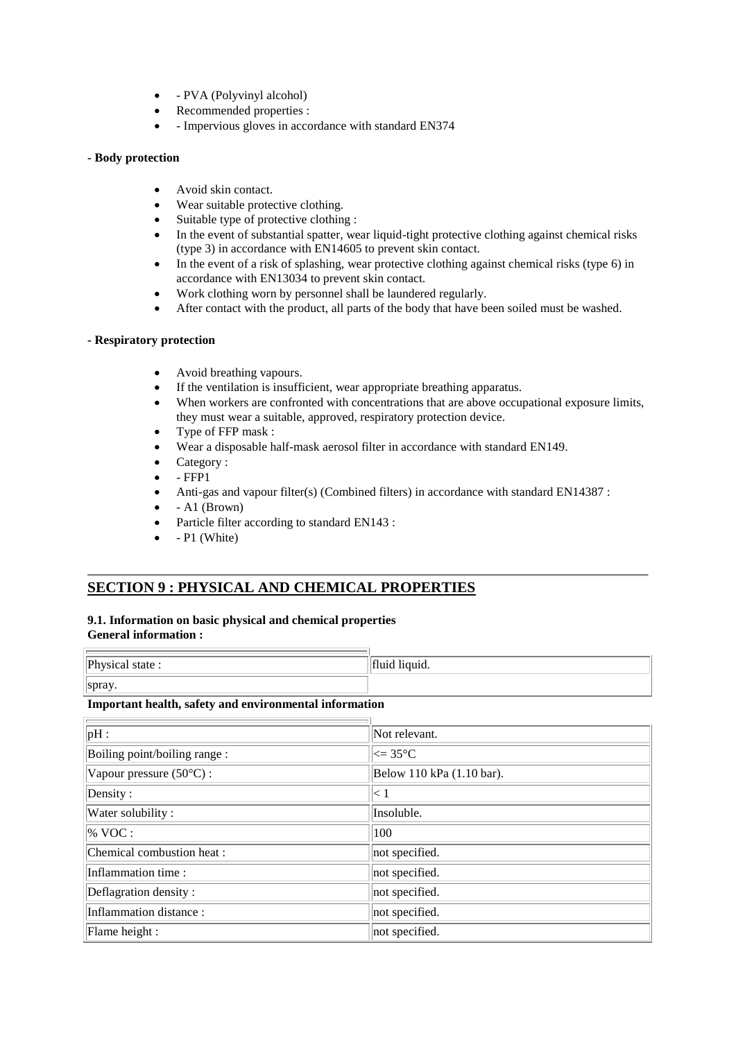- - PVA (Polyvinyl alcohol)
- Recommended properties :
- - Impervious gloves in accordance with standard EN374

**- Body protection**

- Avoid skin contact.
- Wear suitable protective clothing.
- Suitable type of protective clothing :
- In the event of substantial spatter, wear liquid-tight protective clothing against chemical risks (type 3) in accordance with EN14605 to prevent skin contact.
- In the event of a risk of splashing, wear protective clothing against chemical risks (type 6) in accordance with EN13034 to prevent skin contact.
- Work clothing worn by personnel shall be laundered regularly.
- After contact with the product, all parts of the body that have been soiled must be washed.

**- Respiratory protection**

- Avoid breathing vapours.
- If the ventilation is insufficient, wear appropriate breathing apparatus.
- When workers are confronted with concentrations that are above occupational exposure limits, they must wear a suitable, approved, respiratory protection device.
- Type of FFP mask :
- Wear a disposable half-mask aerosol filter in accordance with standard EN149.
- Category :
- - FFP1
- Anti-gas and vapour filter(s) (Combined filters) in accordance with standard EN14387 :
- - A1 (Brown)
- Particle filter according to standard EN143 :
- - P1 (White)

## SECTION 9 : PHYSICAL AND CHEMICAL PROPERTIES

**9.1. Information on basic physical and chemical properties**
**General information :**

| | |
|---|---|
| Physical state : | fluid liquid. |
| spray. | |

**Important health, safety and environmental information**

| | |
|---|---|
| pH : | Not relevant. |
| Boiling point/boiling range : | <= 35°C |
| Vapour pressure (50°C) : | Below 110 kPa (1.10 bar). |
| Density : | < 1 |
| Water solubility : | Insoluble. |
| % VOC : | 100 |
| Chemical combustion heat : | not specified. |
| Inflammation time : | not specified. |
| Deflagration density : | not specified. |
| Inflammation distance : | not specified. |
| Flame height : | not specified. |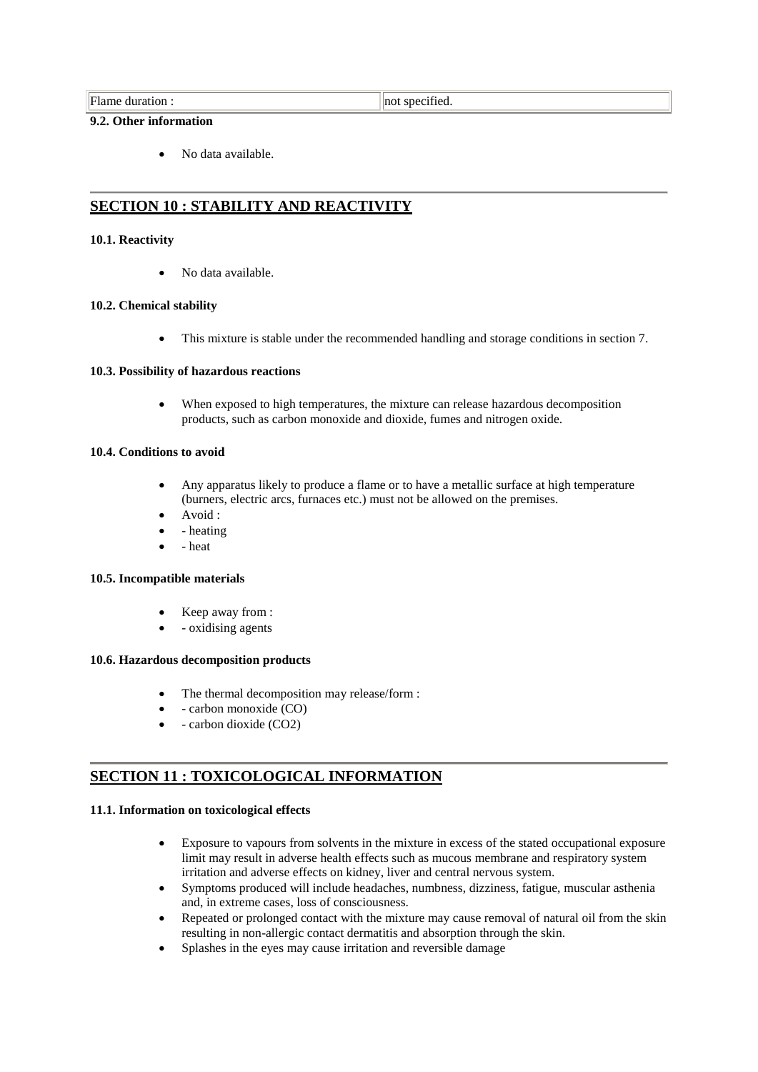| Flame duration : | not specified. |
|---|---|

**9.2. Other information**

- No data available.

## SECTION 10 : STABILITY AND REACTIVITY

**10.1. Reactivity**

- No data available.

**10.2. Chemical stability**

- This mixture is stable under the recommended handling and storage conditions in section 7.

**10.3. Possibility of hazardous reactions**

- When exposed to high temperatures, the mixture can release hazardous decomposition products, such as carbon monoxide and dioxide, fumes and nitrogen oxide.

**10.4. Conditions to avoid**

- Any apparatus likely to produce a flame or to have a metallic surface at high temperature (burners, electric arcs, furnaces etc.) must not be allowed on the premises.
- Avoid :
- - heating
- - heat

**10.5. Incompatible materials**

- Keep away from :
- - oxidising agents

**10.6. Hazardous decomposition products**

- The thermal decomposition may release/form :
- - carbon monoxide (CO)
- - carbon dioxide ($CO_2$)

## SECTION 11 : TOXICOLOGICAL INFORMATION

**11.1. Information on toxicological effects**

- Exposure to vapours from solvents in the mixture in excess of the stated occupational exposure limit may result in adverse health effects such as mucous membrane and respiratory system irritation and adverse effects on kidney, liver and central nervous system.
- Symptoms produced will include headaches, numbness, dizziness, fatigue, muscular asthenia and, in extreme cases, loss of consciousness.
- Repeated or prolonged contact with the mixture may cause removal of natural oil from the skin resulting in non-allergic contact dermatitis and absorption through the skin.
- Splashes in the eyes may cause irritation and reversible damage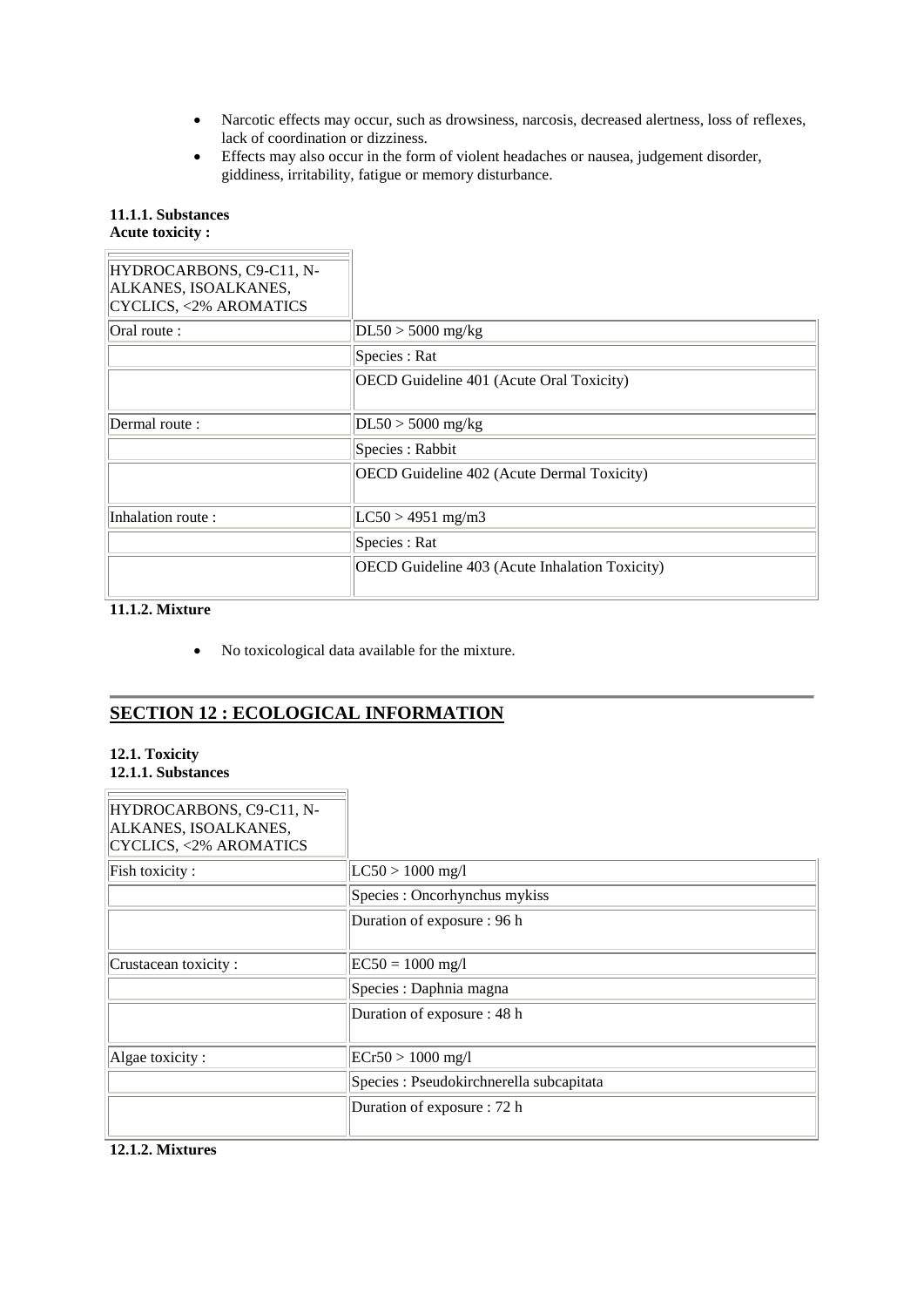- Narcotic effects may occur, such as drowsiness, narcosis, decreased alertness, loss of reflexes, lack of coordination or dizziness.
- Effects may also occur in the form of violent headaches or nausea, judgement disorder, giddiness, irritability, fatigue or memory disturbance.

**11.1.1. Substances**
**Acute toxicity :**

| HYDROCARBONS, C9-C11, N-ALKANES, ISOALKANES, CYCLICS, <2% AROMATICS | |
|---|---|
| Oral route : | DL50 > 5000 mg/kg |
| | Species : Rat |
| | OECD Guideline 401 (Acute Oral Toxicity) |
| Dermal route : | DL50 > 5000 mg/kg |
| | Species : Rabbit |
| | OECD Guideline 402 (Acute Dermal Toxicity) |
| Inhalation route : | LC50 > 4951 mg/m3 |
| | Species : Rat |
| | OECD Guideline 403 (Acute Inhalation Toxicity) |

**11.1.2. Mixture**

- No toxicological data available for the mixture.

## SECTION 12 : ECOLOGICAL INFORMATION

**12.1. Toxicity**
**12.1.1. Substances**

| HYDROCARBONS, C9-C11, N-ALKANES, ISOALKANES, CYCLICS, <2% AROMATICS | |
|---|---|
| Fish toxicity : | LC50 > 1000 mg/l |
| | Species : Oncorhynchus mykiss |
| | Duration of exposure : 96 h |
| Crustacean toxicity : | EC50 = 1000 mg/l |
| | Species : Daphnia magna |
| | Duration of exposure : 48 h |
| Algae toxicity : | ECr50 > 1000 mg/l |
| | Species : Pseudokirchnerella subcapitata |
| | Duration of exposure : 72 h |

**12.1.2. Mixtures**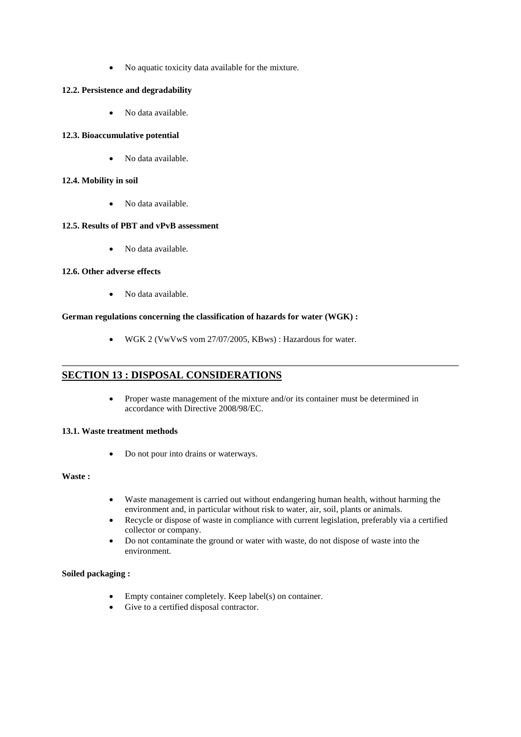- No aquatic toxicity data available for the mixture.

#### 12.2. Persistence and degradability

- No data available.

#### 12.3. Bioaccumulative potential

- No data available.

#### 12.4. Mobility in soil

- No data available.

#### 12.5. Results of PBT and vPvB assessment

- No data available.

#### 12.6. Other adverse effects

- No data available.

**German regulations concerning the classification of hazards for water (WGK) :**

- WGK 2 (VwVwS vom 27/07/2005, KBws) : Hazardous for water.

---

## SECTION 13 : DISPOSAL CONSIDERATIONS

- Proper waste management of the mixture and/or its container must be determined in accordance with Directive 2008/98/EC.

#### 13.1. Waste treatment methods

- Do not pour into drains or waterways.

**Waste :**

- Waste management is carried out without endangering human health, without harming the environment and, in particular without risk to water, air, soil, plants or animals.
- Recycle or dispose of waste in compliance with current legislation, preferably via a certified collector or company.
- Do not contaminate the ground or water with waste, do not dispose of waste into the environment.

**Soiled packaging :**

- Empty container completely. Keep label(s) on container.
- Give to a certified disposal contractor.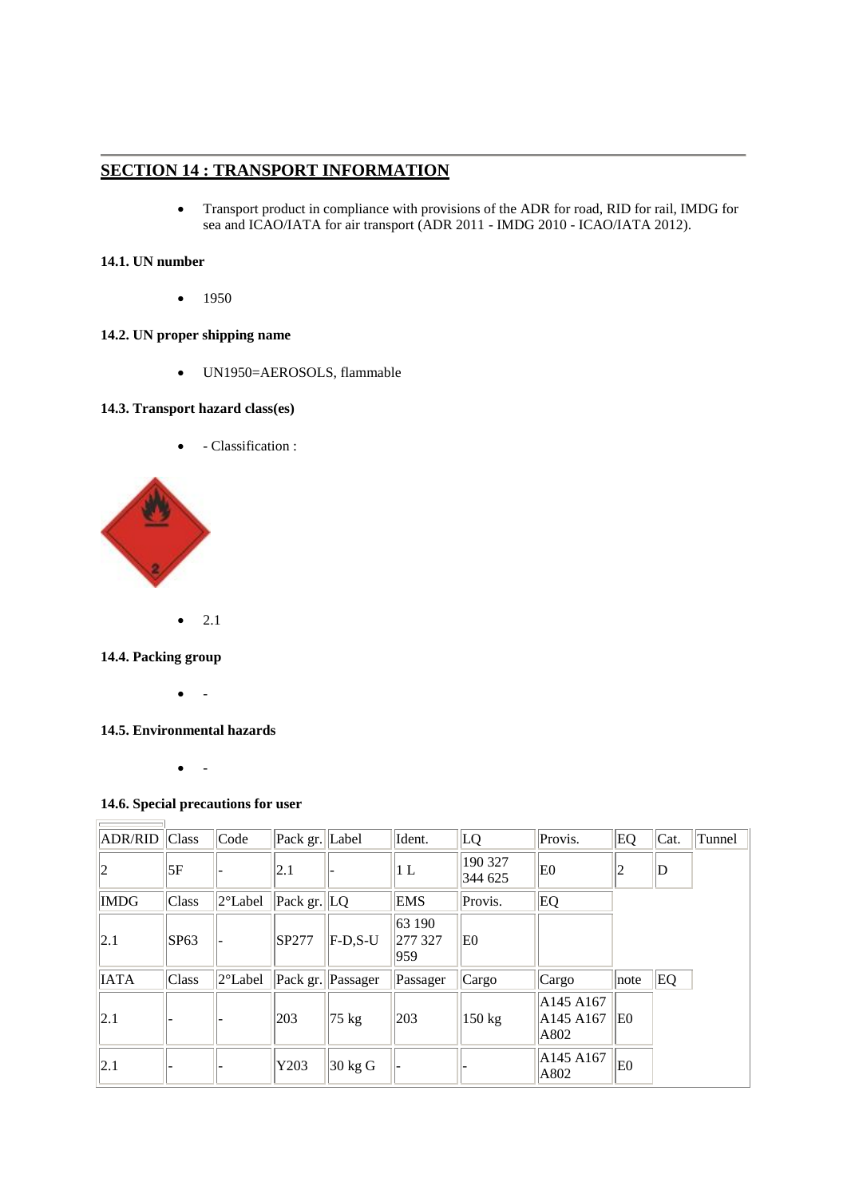## SECTION 14 : TRANSPORT INFORMATION

- Transport product in compliance with provisions of the ADR for road, RID for rail, IMDG for sea and ICAO/IATA for air transport (ADR 2011 - IMDG 2010 - ICAO/IATA 2012).

### 14.1. UN number

- 1950

### 14.2. UN proper shipping name

- UN1950=AEROSOLS, flammable

### 14.3. Transport hazard class(es)

- - Classification :

- 2.1

### 14.4. Packing group

- -

### 14.5. Environmental hazards

- -

### 14.6. Special precautions for user

| ADR/RID | Class | Code | Pack gr. | Label | Ident. | LQ | Provis. | EQ | Cat. | Tunnel |
|---|---|---|---|---|---|---|---|---|---|---|
| 2 | 5F | - | 2.1 | - | 1 L | 190 327 344 625 | E0 | 2 | D | |
| IMDG | Class | 2°Label | Pack gr. | LQ | EMS | Provis. | EQ | | | |
| 2.1 | SP63 | - | SP277 | F-D,S-U | 63 190 277 327 959 | E0 | | | | |
| IATA | Class | 2°Label | Pack gr. | Passager | Passager | Cargo | Cargo | note | EQ | |
| 2.1 | - | - | 203 | 75 kg | 203 | 150 kg | A145 A167 A145 A167 A802 | E0 | | |
| 2.1 | - | - | Y203 | 30 kg G | - | - | A145 A167 A802 | E0 | | |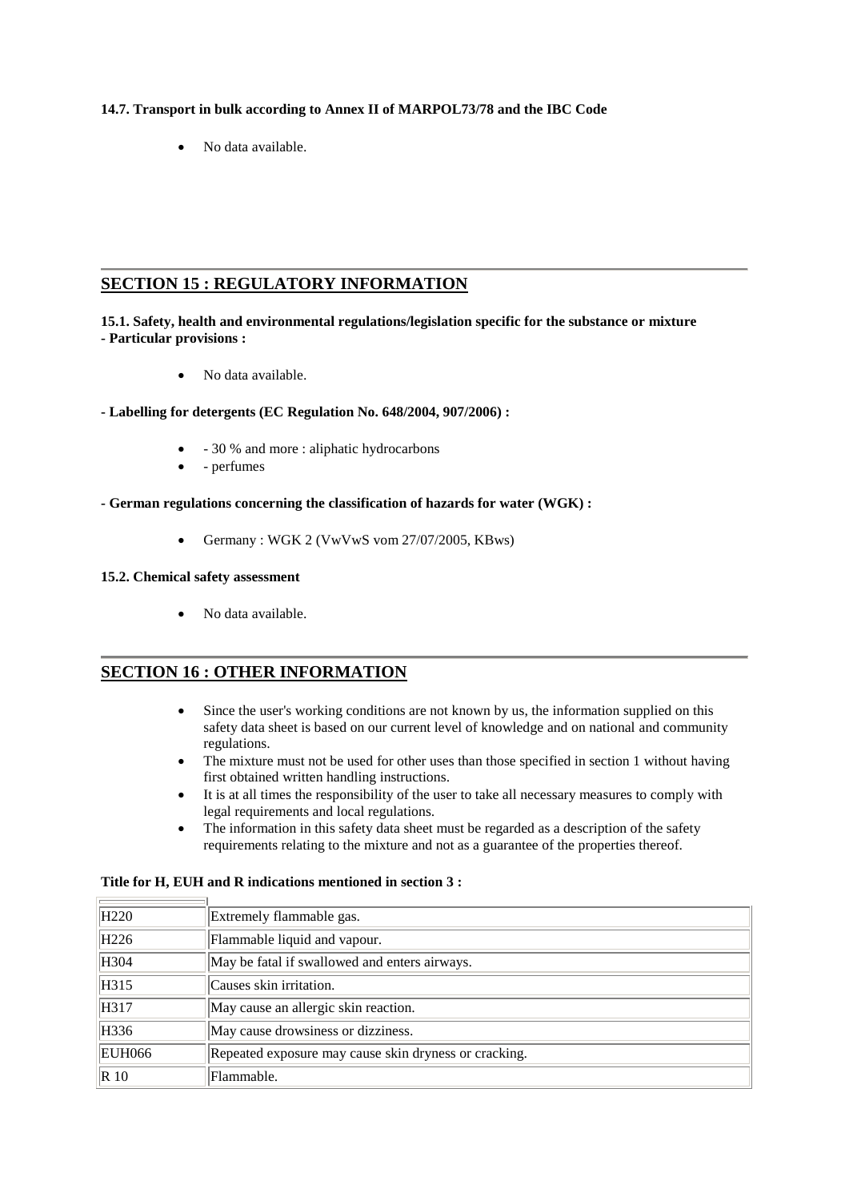**14.7. Transport in bulk according to Annex II of MARPOL73/78 and the IBC Code**

- No data available.

## SECTION 15 : REGULATORY INFORMATION

**15.1. Safety, health and environmental regulations/legislation specific for the substance or mixture**
**- Particular provisions :**

- No data available.

**- Labelling for detergents (EC Regulation No. 648/2004, 907/2006) :**

- - 30 % and more : aliphatic hydrocarbons
- - perfumes

**- German regulations concerning the classification of hazards for water (WGK) :**

- Germany : WGK 2 (VwVwS vom 27/07/2005, KBws)

**15.2. Chemical safety assessment**

- No data available.

## SECTION 16 : OTHER INFORMATION

- Since the user's working conditions are not known by us, the information supplied on this safety data sheet is based on our current level of knowledge and on national and community regulations.
- The mixture must not be used for other uses than those specified in section 1 without having first obtained written handling instructions.
- It is at all times the responsibility of the user to take all necessary measures to comply with legal requirements and local regulations.
- The information in this safety data sheet must be regarded as a description of the safety requirements relating to the mixture and not as a guarantee of the properties thereof.

**Title for H, EUH and R indications mentioned in section 3 :**

| | |
|---|---|
| H220 | Extremely flammable gas. |
| H226 | Flammable liquid and vapour. |
| H304 | May be fatal if swallowed and enters airways. |
| H315 | Causes skin irritation. |
| H317 | May cause an allergic skin reaction. |
| H336 | May cause drowsiness or dizziness. |
| EUH066 | Repeated exposure may cause skin dryness or cracking. |
| R 10 | Flammable. |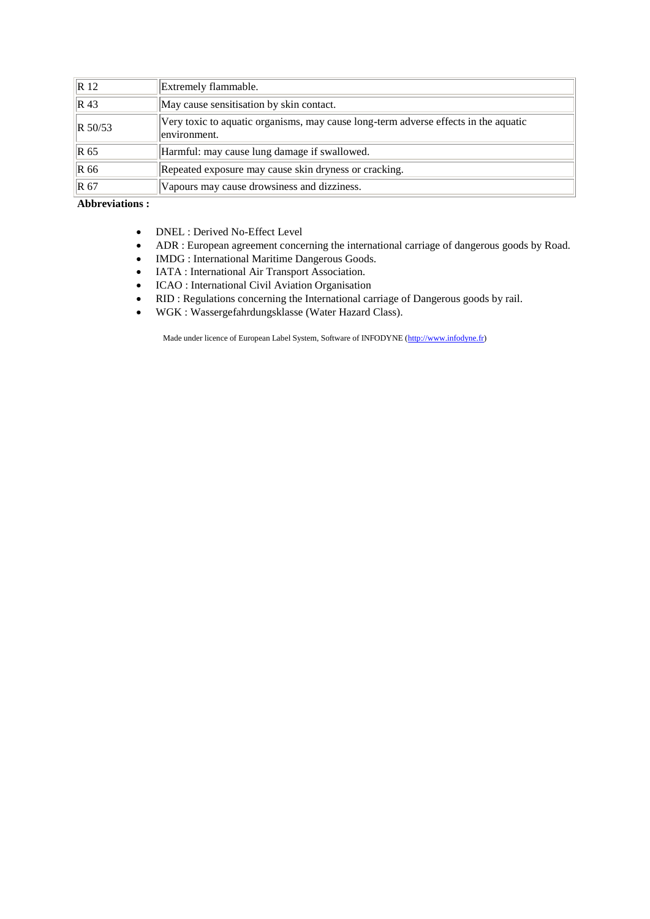| | |
|---|---|
| R 12 | Extremely flammable. |
| R 43 | May cause sensitisation by skin contact. |
| R 50/53 | Very toxic to aquatic organisms, may cause long-term adverse effects in the aquatic environment. |
| R 65 | Harmful: may cause lung damage if swallowed. |
| R 66 | Repeated exposure may cause skin dryness or cracking. |
| R 67 | Vapours may cause drowsiness and dizziness. |

**Abbreviations :**

- DNEL : Derived No-Effect Level
- ADR : European agreement concerning the international carriage of dangerous goods by Road.
- IMDG : International Maritime Dangerous Goods.
- IATA : International Air Transport Association.
- ICAO : International Civil Aviation Organisation
- RID : Regulations concerning the International carriage of Dangerous goods by rail.
- WGK : Wassergefahrdungsklasse (Water Hazard Class).

Made under licence of European Label System, Software of INFODYNE (http://www.infodyne.fr)